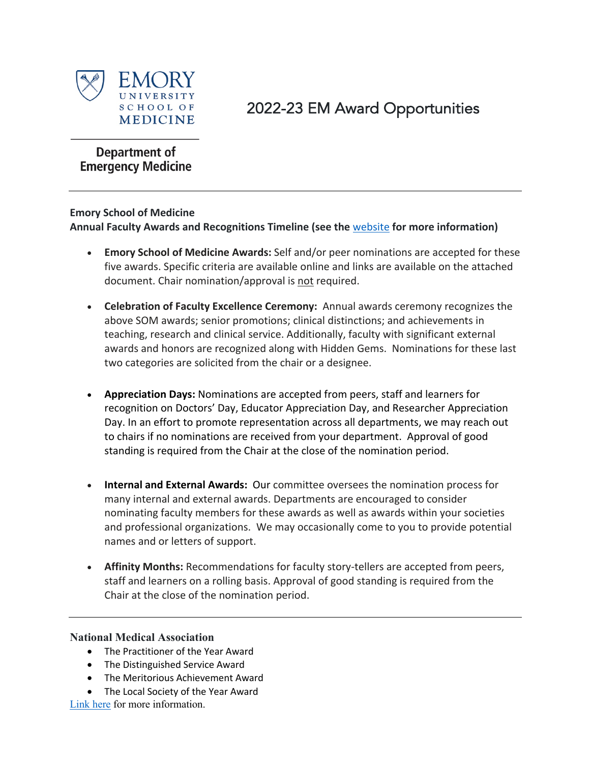Emory University School of Medicine

Department of Emergency Medicine

# 2022-23 EM Award Opportunities

---

**Emory School of Medicine**
**Annual Faculty Awards and Recognitions Timeline (see the website for more information)**

- **Emory School of Medicine Awards:** Self and/or peer nominations are accepted for these five awards. Specific criteria are available online and links are available on the attached document. Chair nomination/approval is not required.

- **Celebration of Faculty Excellence Ceremony:** Annual awards ceremony recognizes the above SOM awards; senior promotions; clinical distinctions; and achievements in teaching, research and clinical service. Additionally, faculty with significant external awards and honors are recognized along with Hidden Gems. Nominations for these last two categories are solicited from the chair or a designee.

- **Appreciation Days:** Nominations are accepted from peers, staff and learners for recognition on Doctors' Day, Educator Appreciation Day, and Researcher Appreciation Day. In an effort to promote representation across all departments, we may reach out to chairs if no nominations are received from your department. Approval of good standing is required from the Chair at the close of the nomination period.

- **Internal and External Awards:** Our committee oversees the nomination process for many internal and external awards. Departments are encouraged to consider nominating faculty members for these awards as well as awards within your societies and professional organizations. We may occasionally come to you to provide potential names and or letters of support.

- **Affinity Months:** Recommendations for faculty story-tellers are accepted from peers, staff and learners on a rolling basis. Approval of good standing is required from the Chair at the close of the nomination period.

---

**National Medical Association**

- The Practitioner of the Year Award
- The Distinguished Service Award
- The Meritorious Achievement Award
- The Local Society of the Year Award

Link here for more information.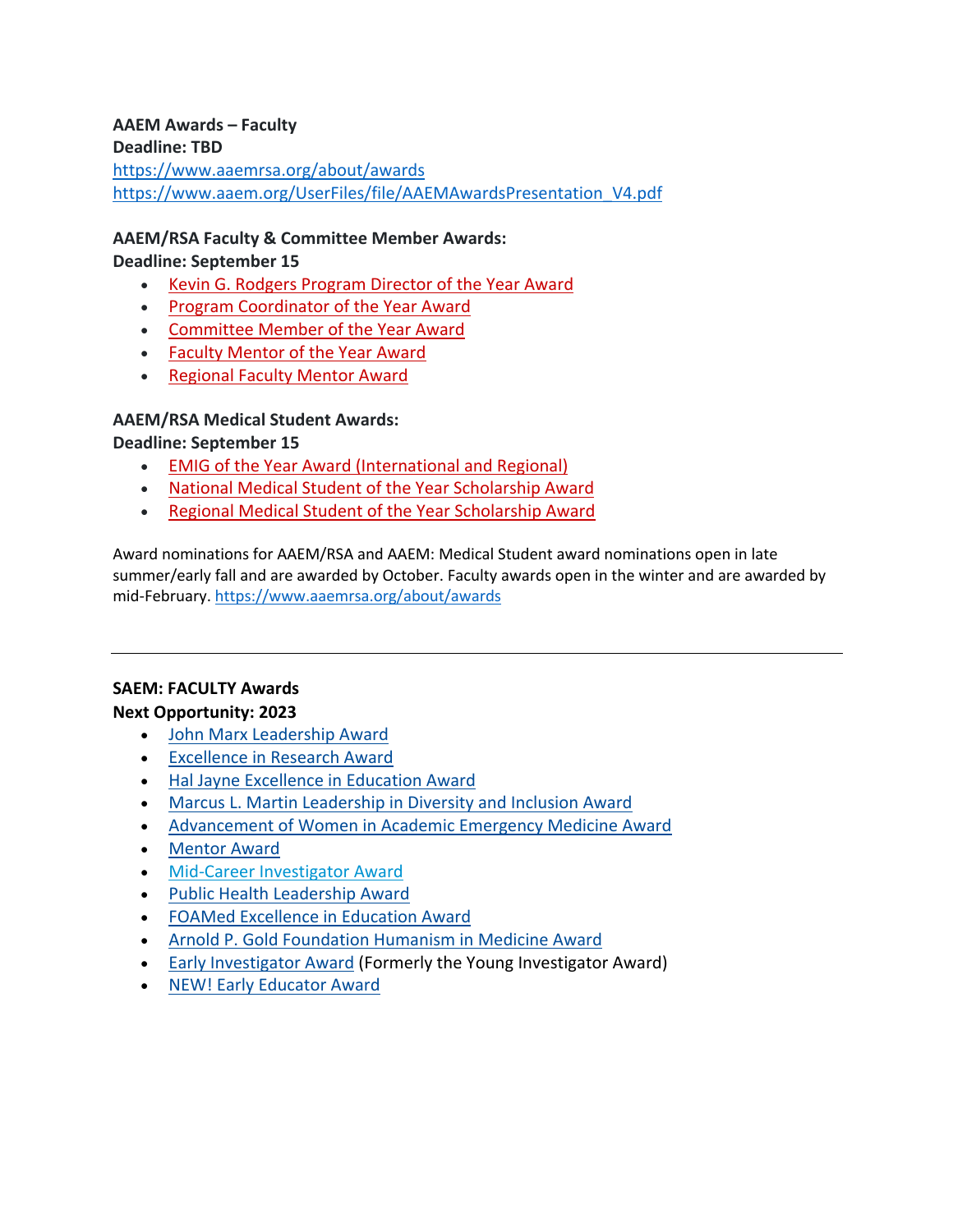**AAEM Awards – Faculty**
**Deadline: TBD**
https://www.aaemrsa.org/about/awards
https://www.aaem.org/UserFiles/file/AAEMAwardsPresentation_V4.pdf

**AAEM/RSA Faculty & Committee Member Awards:**
**Deadline: September 15**

- Kevin G. Rodgers Program Director of the Year Award
- Program Coordinator of the Year Award
- Committee Member of the Year Award
- Faculty Mentor of the Year Award
- Regional Faculty Mentor Award

**AAEM/RSA Medical Student Awards:**
**Deadline: September 15**

- EMIG of the Year Award (International and Regional)
- National Medical Student of the Year Scholarship Award
- Regional Medical Student of the Year Scholarship Award

Award nominations for AAEM/RSA and AAEM: Medical Student award nominations open in late summer/early fall and are awarded by October. Faculty awards open in the winter and are awarded by mid-February. https://www.aaemrsa.org/about/awards

---

**SAEM: FACULTY Awards**
**Next Opportunity: 2023**

- John Marx Leadership Award
- Excellence in Research Award
- Hal Jayne Excellence in Education Award
- Marcus L. Martin Leadership in Diversity and Inclusion Award
- Advancement of Women in Academic Emergency Medicine Award
- Mentor Award
- Mid-Career Investigator Award
- Public Health Leadership Award
- FOAMed Excellence in Education Award
- Arnold P. Gold Foundation Humanism in Medicine Award
- Early Investigator Award (Formerly the Young Investigator Award)
- NEW! Early Educator Award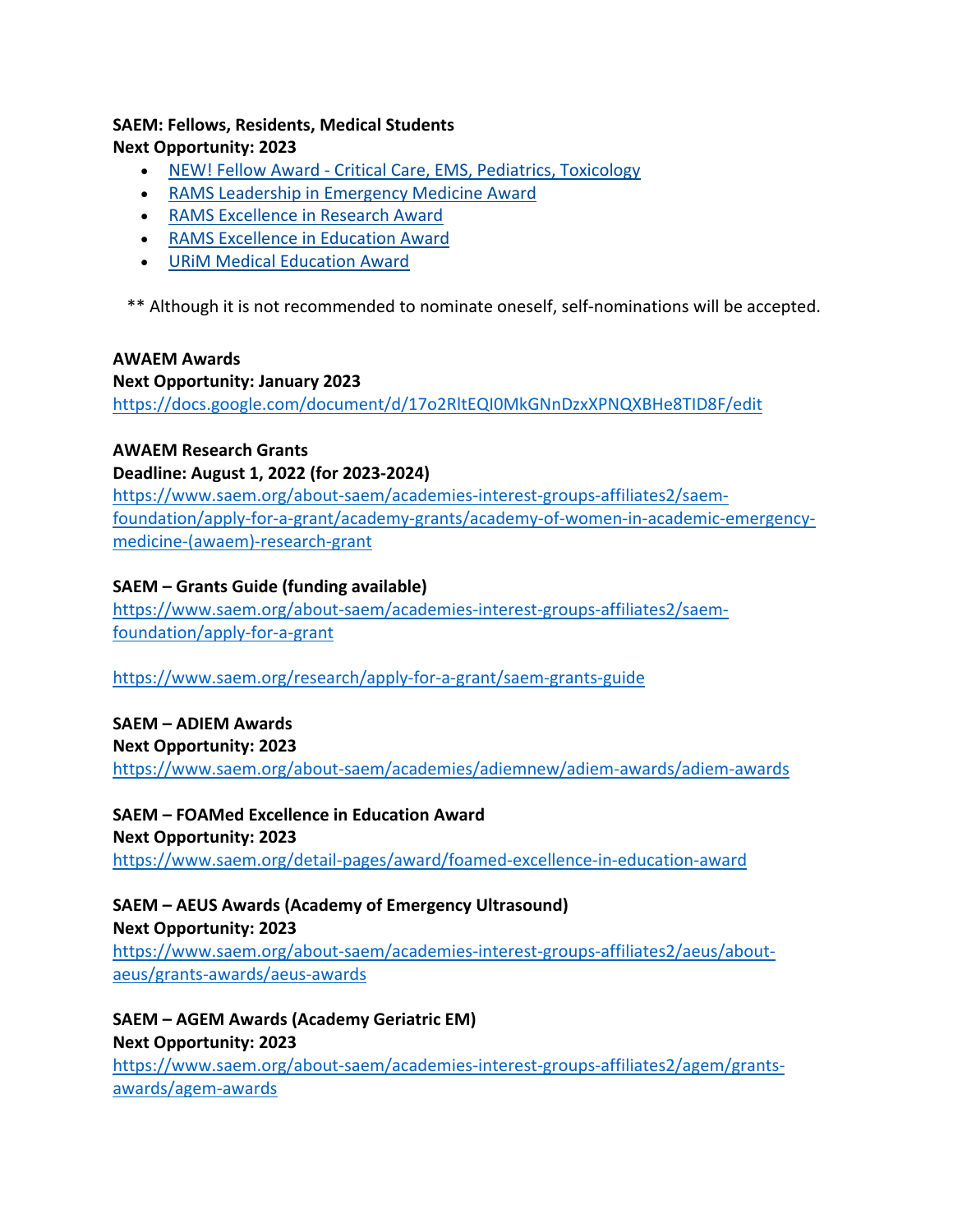**SAEM: Fellows, Residents, Medical Students**
**Next Opportunity: 2023**

- NEW! Fellow Award - Critical Care, EMS, Pediatrics, Toxicology
- RAMS Leadership in Emergency Medicine Award
- RAMS Excellence in Research Award
- RAMS Excellence in Education Award
- URiM Medical Education Award

** Although it is not recommended to nominate oneself, self-nominations will be accepted.

**AWAEM Awards**
**Next Opportunity: January 2023**
https://docs.google.com/document/d/17o2RltEQI0MkGNnDzxXPNQXBHe8TID8F/edit

**AWAEM Research Grants**
**Deadline: August 1, 2022 (for 2023-2024)**
https://www.saem.org/about-saem/academies-interest-groups-affiliates2/saem-foundation/apply-for-a-grant/academy-grants/academy-of-women-in-academic-emergency-medicine-(awaem)-research-grant

**SAEM – Grants Guide (funding available)**
https://www.saem.org/about-saem/academies-interest-groups-affiliates2/saem-foundation/apply-for-a-grant

https://www.saem.org/research/apply-for-a-grant/saem-grants-guide

**SAEM – ADIEM Awards**
**Next Opportunity: 2023**
https://www.saem.org/about-saem/academies/adiemnew/adiem-awards/adiem-awards

**SAEM – FOAMed Excellence in Education Award**
**Next Opportunity: 2023**
https://www.saem.org/detail-pages/award/foamed-excellence-in-education-award

**SAEM – AEUS Awards (Academy of Emergency Ultrasound)**
**Next Opportunity: 2023**
https://www.saem.org/about-saem/academies-interest-groups-affiliates2/aeus/about-aeus/grants-awards/aeus-awards

**SAEM – AGEM Awards (Academy Geriatric EM)**
**Next Opportunity: 2023**
https://www.saem.org/about-saem/academies-interest-groups-affiliates2/agem/grants-awards/agem-awards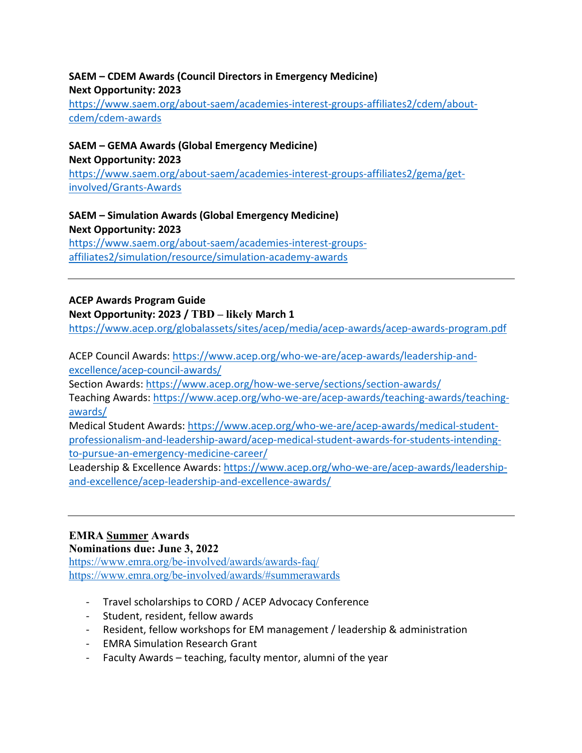**SAEM – CDEM Awards (Council Directors in Emergency Medicine)**
**Next Opportunity: 2023**
https://www.saem.org/about-saem/academies-interest-groups-affiliates2/cdem/about-cdem/cdem-awards

**SAEM – GEMA Awards (Global Emergency Medicine)**
**Next Opportunity: 2023**
https://www.saem.org/about-saem/academies-interest-groups-affiliates2/gema/get-involved/Grants-Awards

**SAEM – Simulation Awards (Global Emergency Medicine)**
**Next Opportunity: 2023**
https://www.saem.org/about-saem/academies-interest-groups-affiliates2/simulation/resource/simulation-academy-awards

---

**ACEP Awards Program Guide**
**Next Opportunity: 2023 / TBD – likely March 1**
https://www.acep.org/globalassets/sites/acep/media/acep-awards/acep-awards-program.pdf

ACEP Council Awards: https://www.acep.org/who-we-are/acep-awards/leadership-and-excellence/acep-council-awards/
Section Awards: https://www.acep.org/how-we-serve/sections/section-awards/
Teaching Awards: https://www.acep.org/who-we-are/acep-awards/teaching-awards/teaching-awards/
Medical Student Awards: https://www.acep.org/who-we-are/acep-awards/medical-student-professionalism-and-leadership-award/acep-medical-student-awards-for-students-intending-to-pursue-an-emergency-medicine-career/
Leadership & Excellence Awards: https://www.acep.org/who-we-are/acep-awards/leadership-and-excellence/acep-leadership-and-excellence-awards/

---

**EMRA Summer Awards**
**Nominations due: June 3, 2022**
https://www.emra.org/be-involved/awards/awards-faq/
https://www.emra.org/be-involved/awards/#summerawards

- Travel scholarships to CORD / ACEP Advocacy Conference
- Student, resident, fellow awards
- Resident, fellow workshops for EM management / leadership & administration
- EMRA Simulation Research Grant
- Faculty Awards – teaching, faculty mentor, alumni of the year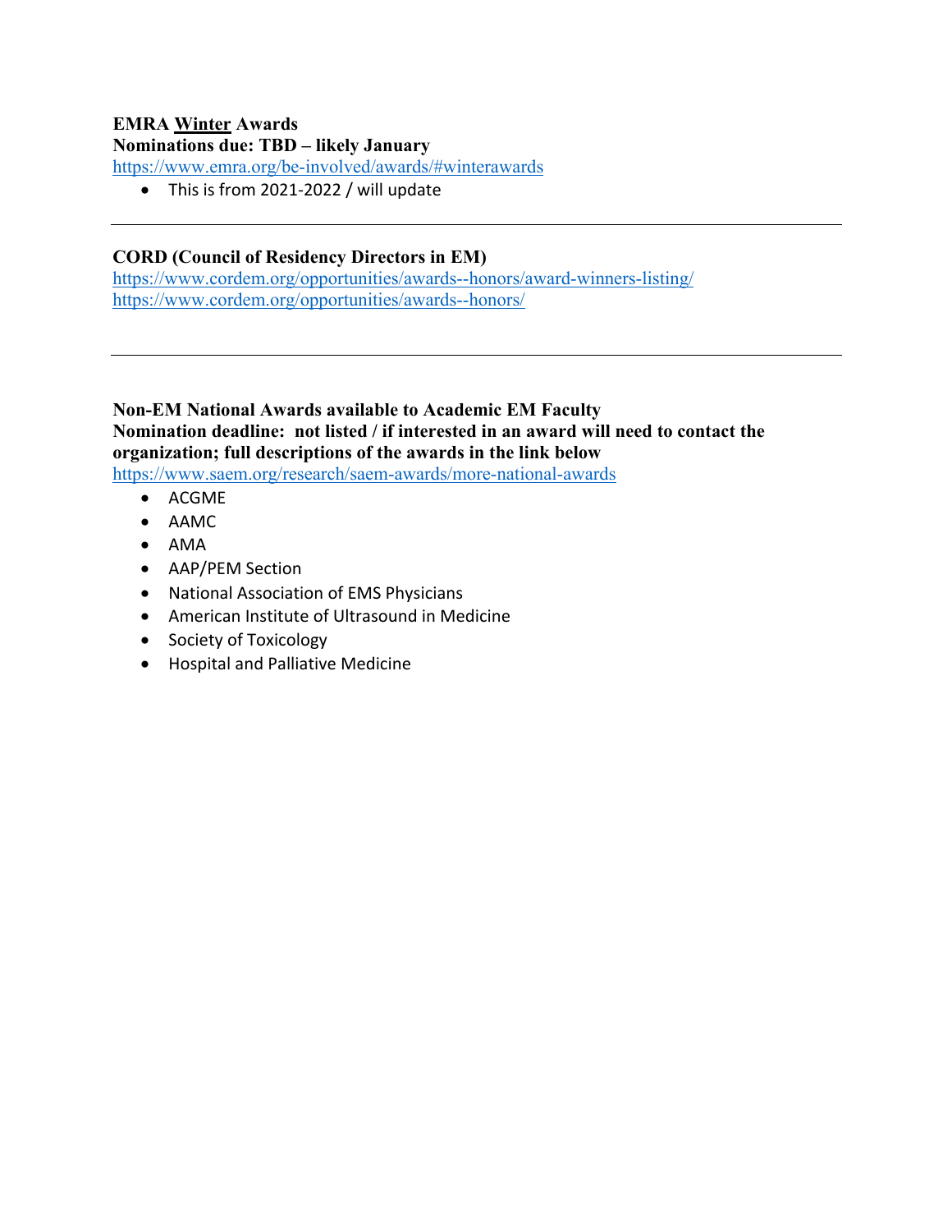**EMRA Winter Awards**
**Nominations due: TBD – likely January**
https://www.emra.org/be-involved/awards/#winterawards

- This is from 2021-2022 / will update

---

**CORD (Council of Residency Directors in EM)**
https://www.cordem.org/opportunities/awards--honors/award-winners-listing/
https://www.cordem.org/opportunities/awards--honors/

---

**Non-EM National Awards available to Academic EM Faculty**
**Nomination deadline: not listed / if interested in an award will need to contact the organization; full descriptions of the awards in the link below**
https://www.saem.org/research/saem-awards/more-national-awards

- ACGME
- AAMC
- AMA
- AAP/PEM Section
- National Association of EMS Physicians
- American Institute of Ultrasound in Medicine
- Society of Toxicology
- Hospital and Palliative Medicine